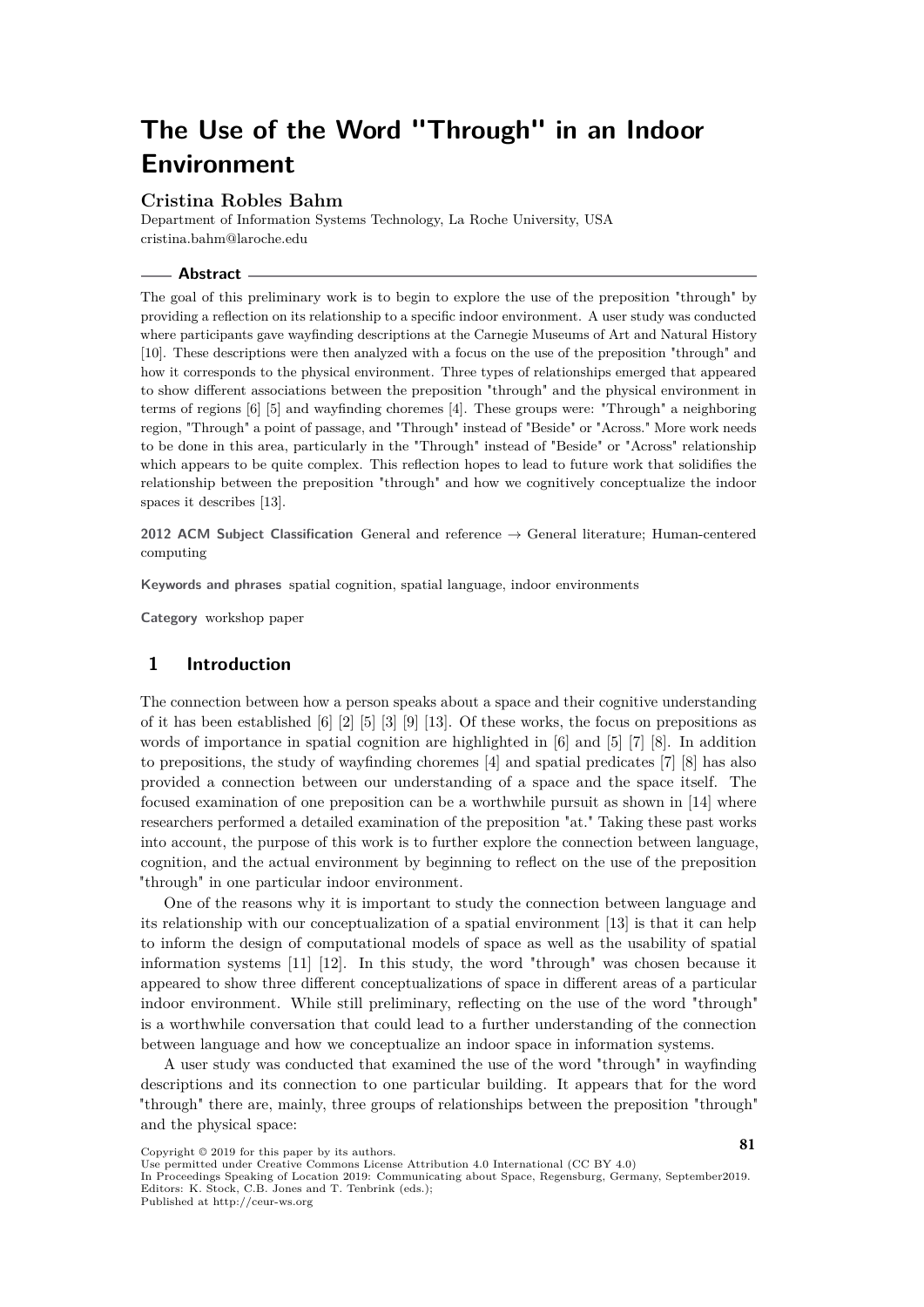# The Use of the Word "Through" in an Indoor Environment

**Cristina Robles Bahm**

Department of Information Systems Technology, La Roche University, USA
cristina.bahm@laroche.edu

## Abstract

The goal of this preliminary work is to begin to explore the use of the preposition "through" by providing a reflection on its relationship to a specific indoor environment. A user study was conducted where participants gave wayfinding descriptions at the Carnegie Museums of Art and Natural History [10]. These descriptions were then analyzed with a focus on the use of the preposition "through" and how it corresponds to the physical environment. Three types of relationships emerged that appeared to show different associations between the preposition "through" and the physical environment in terms of regions [6] [5] and wayfinding choremes [4]. These groups were: "Through" a neighboring region, "Through" a point of passage, and "Through" instead of "Beside" or "Across." More work needs to be done in this area, particularly in the "Through" instead of "Beside" or "Across" relationship which appears to be quite complex. This reflection hopes to lead to future work that solidifies the relationship between the preposition "through" and how we cognitively conceptualize the indoor spaces it describes [13].

**2012 ACM Subject Classification** General and reference → General literature; Human-centered computing

**Keywords and phrases** spatial cognition, spatial language, indoor environments

**Category** workshop paper

## 1 Introduction

The connection between how a person speaks about a space and their cognitive understanding of it has been established [6] [2] [5] [3] [9] [13]. Of these works, the focus on prepositions as words of importance in spatial cognition are highlighted in [6] and [5] [7] [8]. In addition to prepositions, the study of wayfinding choremes [4] and spatial predicates [7] [8] has also provided a connection between our understanding of a space and the space itself. The focused examination of one preposition can be a worthwhile pursuit as shown in [14] where researchers performed a detailed examination of the preposition "at." Taking these past works into account, the purpose of this work is to further explore the connection between language, cognition, and the actual environment by beginning to reflect on the use of the preposition "through" in one particular indoor environment.

One of the reasons why it is important to study the connection between language and its relationship with our conceptualization of a spatial environment [13] is that it can help to inform the design of computational models of space as well as the usability of spatial information systems [11] [12]. In this study, the word "through" was chosen because it appeared to show three different conceptualizations of space in different areas of a particular indoor environment. While still preliminary, reflecting on the use of the word "through" is a worthwhile conversation that could lead to a further understanding of the connection between language and how we conceptualize an indoor space in information systems.

A user study was conducted that examined the use of the word "through" in wayfinding descriptions and its connection to one particular building. It appears that for the word "through" there are, mainly, three groups of relationships between the preposition "through" and the physical space:

Copyright © 2019 for this paper by its authors.
Use permitted under Creative Commons License Attribution 4.0 International (CC BY 4.0)
In Proceedings Speaking of Location 2019: Communicating about Space, Regensburg, Germany, September2019.
Editors: K. Stock, C.B. Jones and T. Tenbrink (eds.);
Published at http://ceur-ws.org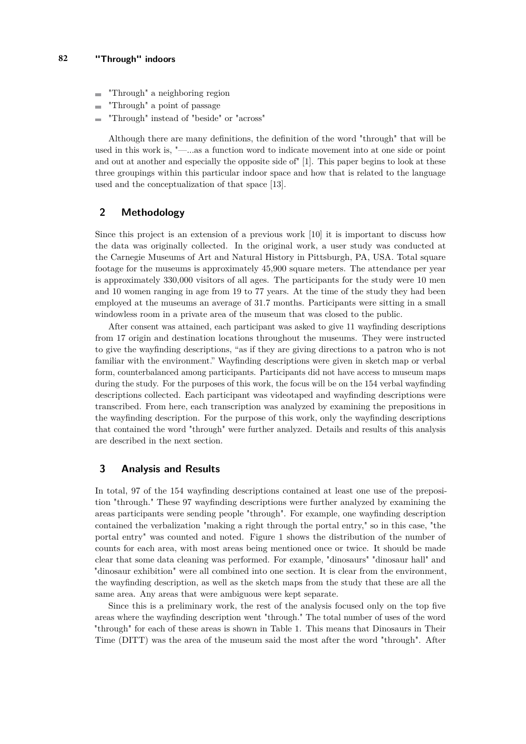- "Through" a neighboring region
- "Through" a point of passage
- "Through" instead of "beside" or "across"

Although there are many definitions, the definition of the word "through" that will be used in this work is, "—...as a function word to indicate movement into at one side or point and out at another and especially the opposite side of" [1]. This paper begins to look at these three groupings within this particular indoor space and how that is related to the language used and the conceptualization of that space [13].

## 2 Methodology

Since this project is an extension of a previous work [10] it is important to discuss how the data was originally collected. In the original work, a user study was conducted at the Carnegie Museums of Art and Natural History in Pittsburgh, PA, USA. Total square footage for the museums is approximately 45,900 square meters. The attendance per year is approximately 330,000 visitors of all ages. The participants for the study were 10 men and 10 women ranging in age from 19 to 77 years. At the time of the study they had been employed at the museums an average of 31.7 months. Participants were sitting in a small windowless room in a private area of the museum that was closed to the public.

After consent was attained, each participant was asked to give 11 wayfinding descriptions from 17 origin and destination locations throughout the museums. They were instructed to give the wayfinding descriptions, "as if they are giving directions to a patron who is not familiar with the environment." Wayfinding descriptions were given in sketch map or verbal form, counterbalanced among participants. Participants did not have access to museum maps during the study. For the purposes of this work, the focus will be on the 154 verbal wayfinding descriptions collected. Each participant was videotaped and wayfinding descriptions were transcribed. From here, each transcription was analyzed by examining the prepositions in the wayfinding description. For the purpose of this work, only the wayfinding descriptions that contained the word "through" were further analyzed. Details and results of this analysis are described in the next section.

## 3 Analysis and Results

In total, 97 of the 154 wayfinding descriptions contained at least one use of the preposition "through." These 97 wayfinding descriptions were further analyzed by examining the areas participants were sending people "through". For example, one wayfinding description contained the verbalization "making a right through the portal entry," so in this case, "the portal entry" was counted and noted. Figure 1 shows the distribution of the number of counts for each area, with most areas being mentioned once or twice. It should be made clear that some data cleaning was performed. For example, "dinosaurs" "dinosaur hall" and "dinosaur exhibition" were all combined into one section. It is clear from the environment, the wayfinding description, as well as the sketch maps from the study that these are all the same area. Any areas that were ambiguous were kept separate.

Since this is a preliminary work, the rest of the analysis focused only on the top five areas where the wayfinding description went "through." The total number of uses of the word "through" for each of these areas is shown in Table 1. This means that Dinosaurs in Their Time (DITT) was the area of the museum said the most after the word "through". After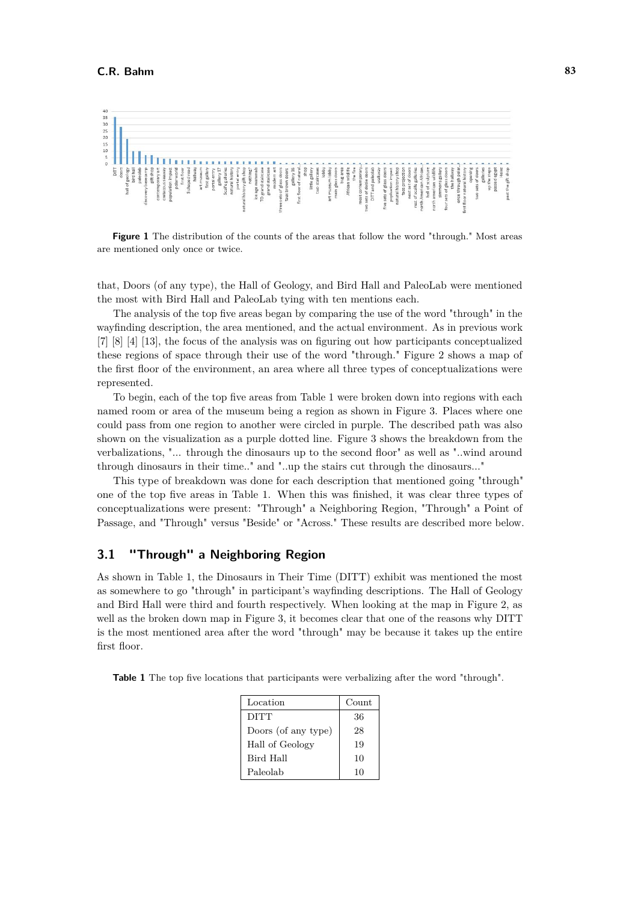**Figure 1** The distribution of the counts of the areas that follow the word "through." Most areas are mentioned only once or twice.

that, Doors (of any type), the Hall of Geology, and Bird Hall and PaleoLab were mentioned the most with Bird Hall and PaleoLab tying with ten mentions each.

The analysis of the top five areas began by comparing the use of the word "through" in the wayfinding description, the area mentioned, and the actual environment. As in previous work [7] [8] [4] [13], the focus of the analysis was on figuring out how participants conceptualized these regions of space through their use of the word "through." Figure 2 shows a map of the first floor of the environment, an area where all three types of conceptualizations were represented.

To begin, each of the top five areas from Table 1 were broken down into regions with each named room or area of the museum being a region as shown in Figure 3. Places where one could pass from one region to another were circled in purple. The described path was also shown on the visualization as a purple dotted line. Figure 3 shows the breakdown from the verbalizations, "... through the dinosaurs up to the second floor" as well as "..wind around through dinosaurs in their time.." and "..up the stairs cut through the dinosaurs..."

This type of breakdown was done for each description that mentioned going "through" one of the top five areas in Table 1. When this was finished, it was clear three types of conceptualizations were present: "Through" a Neighboring Region, "Through" a Point of Passage, and "Through" versus "Beside" or "Across." These results are described more below.

## 3.1 "Through" a Neighboring Region

As shown in Table 1, the Dinosaurs in Their Time (DITT) exhibit was mentioned the most as somewhere to go "through" in participant's wayfinding descriptions. The Hall of Geology and Bird Hall were third and fourth respectively. When looking at the map in Figure 2, as well as the broken down map in Figure 3, it becomes clear that one of the reasons why DITT is the most mentioned area after the word "through" may be because it takes up the entire first floor.

**Table 1** The top five locations that participants were verbalizing after the word "through".

| Location | Count |
|---|---|
| DITT | 36 |
| Doors (of any type) | 28 |
| Hall of Geology | 19 |
| Bird Hall | 10 |
| Paleolab | 10 |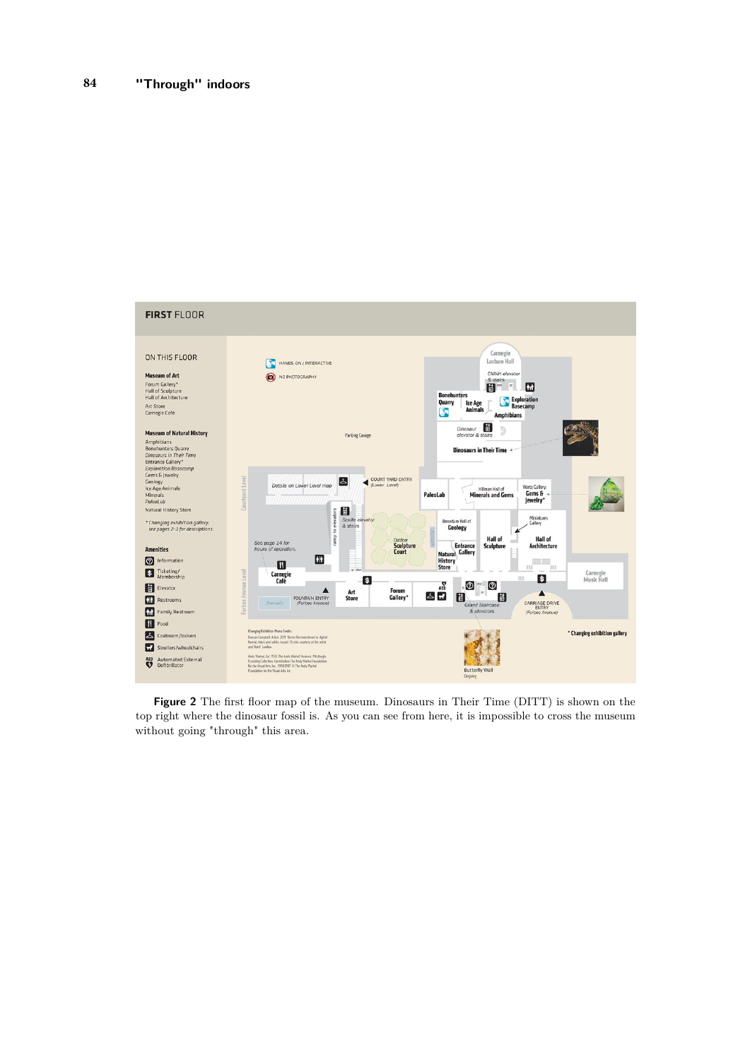Figure 2 The first floor map of the museum. Dinosaurs in Their Time (DITT) is shown on the top right where the dinosaur fossil is. As you can see from here, it is impossible to cross the museum without going "through" this area.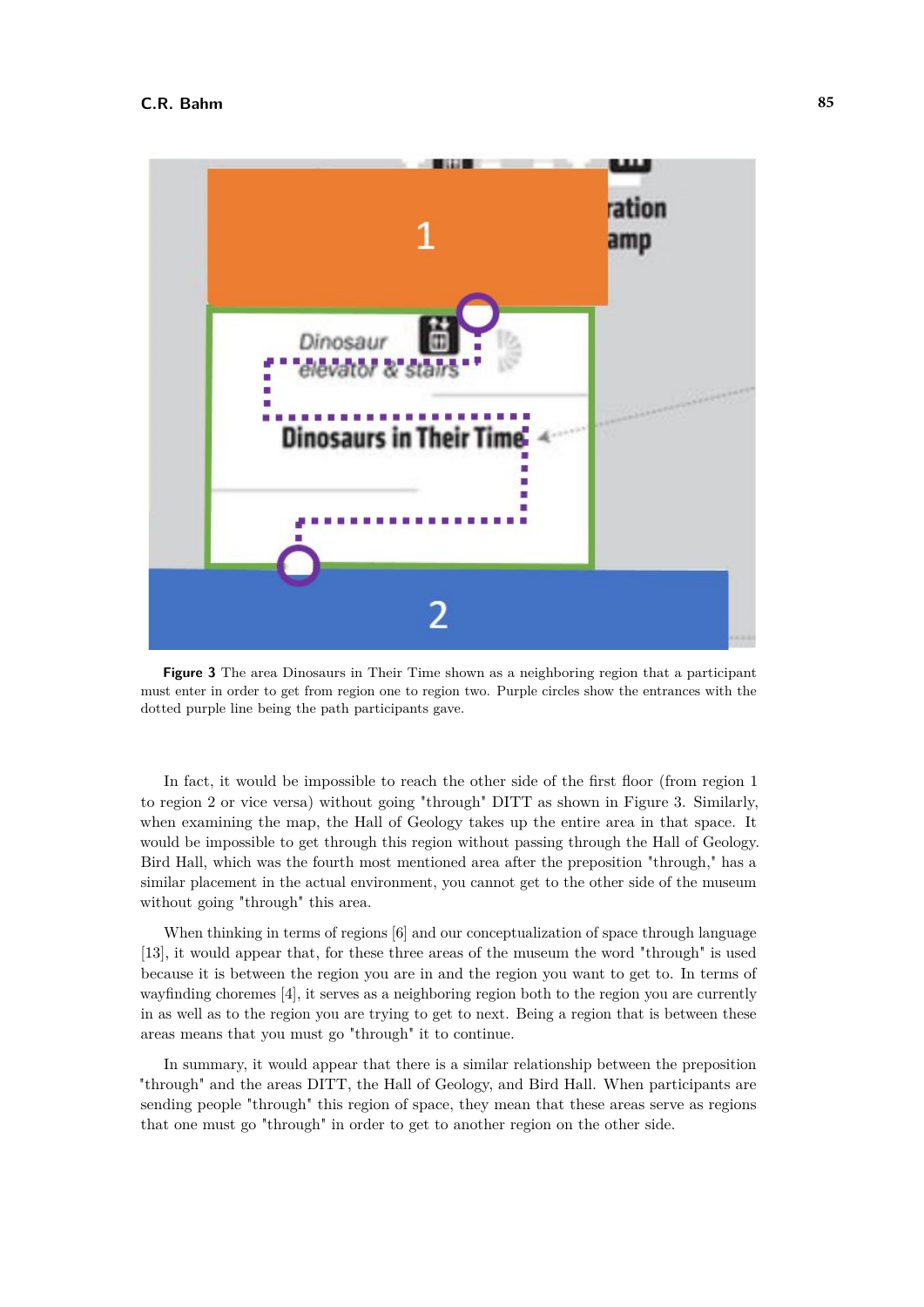**Figure 3** The area Dinosaurs in Their Time shown as a neighboring region that a participant must enter in order to get from region one to region two. Purple circles show the entrances with the dotted purple line being the path participants gave.

In fact, it would be impossible to reach the other side of the first floor (from region 1 to region 2 or vice versa) without going "through" DITT as shown in Figure 3. Similarly, when examining the map, the Hall of Geology takes up the entire area in that space. It would be impossible to get through this region without passing through the Hall of Geology. Bird Hall, which was the fourth most mentioned area after the preposition "through," has a similar placement in the actual environment, you cannot get to the other side of the museum without going "through" this area.

When thinking in terms of regions [6] and our conceptualization of space through language [13], it would appear that, for these three areas of the museum the word "through" is used because it is between the region you are in and the region you want to get to. In terms of wayfinding choremes [4], it serves as a neighboring region both to the region you are currently in as well as to the region you are trying to get to next. Being a region that is between these areas means that you must go "through" it to continue.

In summary, it would appear that there is a similar relationship between the preposition "through" and the areas DITT, the Hall of Geology, and Bird Hall. When participants are sending people "through" this region of space, they mean that these areas serve as regions that one must go "through" in order to get to another region on the other side.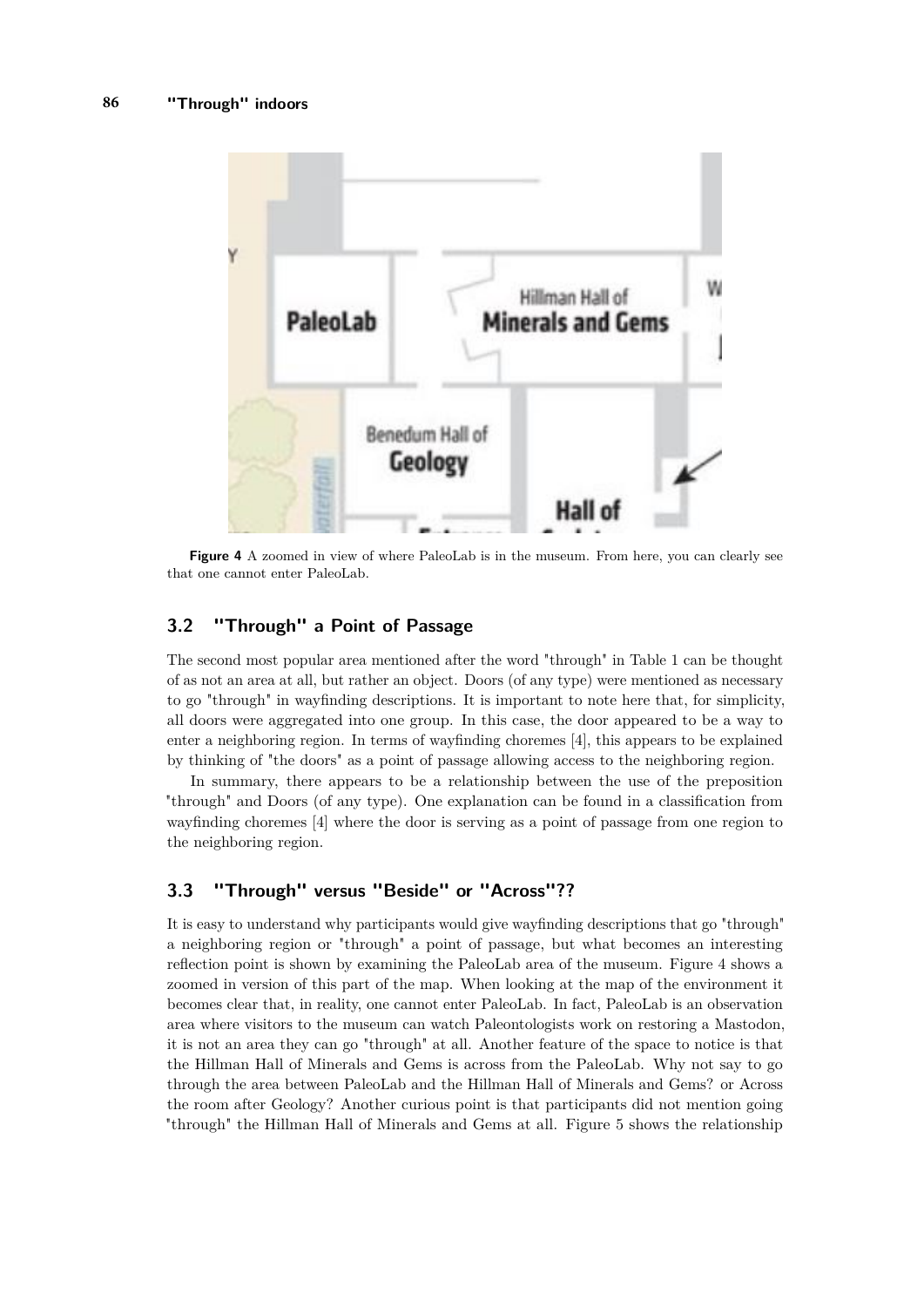**Figure 4** A zoomed in view of where PaleoLab is in the museum. From here, you can clearly see that one cannot enter PaleoLab.

## 3.2 "Through" a Point of Passage

The second most popular area mentioned after the word "through" in Table 1 can be thought of as not an area at all, but rather an object. Doors (of any type) were mentioned as necessary to go "through" in wayfinding descriptions. It is important to note here that, for simplicity, all doors were aggregated into one group. In this case, the door appeared to be a way to enter a neighboring region. In terms of wayfinding choremes [4], this appears to be explained by thinking of "the doors" as a point of passage allowing access to the neighboring region.

In summary, there appears to be a relationship between the use of the preposition "through" and Doors (of any type). One explanation can be found in a classification from wayfinding choremes [4] where the door is serving as a point of passage from one region to the neighboring region.

## 3.3 "Through" versus "Beside" or "Across"??

It is easy to understand why participants would give wayfinding descriptions that go "through" a neighboring region or "through" a point of passage, but what becomes an interesting reflection point is shown by examining the PaleoLab area of the museum. Figure 4 shows a zoomed in version of this part of the map. When looking at the map of the environment it becomes clear that, in reality, one cannot enter PaleoLab. In fact, PaleoLab is an observation area where visitors to the museum can watch Paleontologists work on restoring a Mastodon, it is not an area they can go "through" at all. Another feature of the space to notice is that the Hillman Hall of Minerals and Gems is across from the PaleoLab. Why not say to go through the area between PaleoLab and the Hillman Hall of Minerals and Gems? or Across the room after Geology? Another curious point is that participants did not mention going "through" the Hillman Hall of Minerals and Gems at all. Figure 5 shows the relationship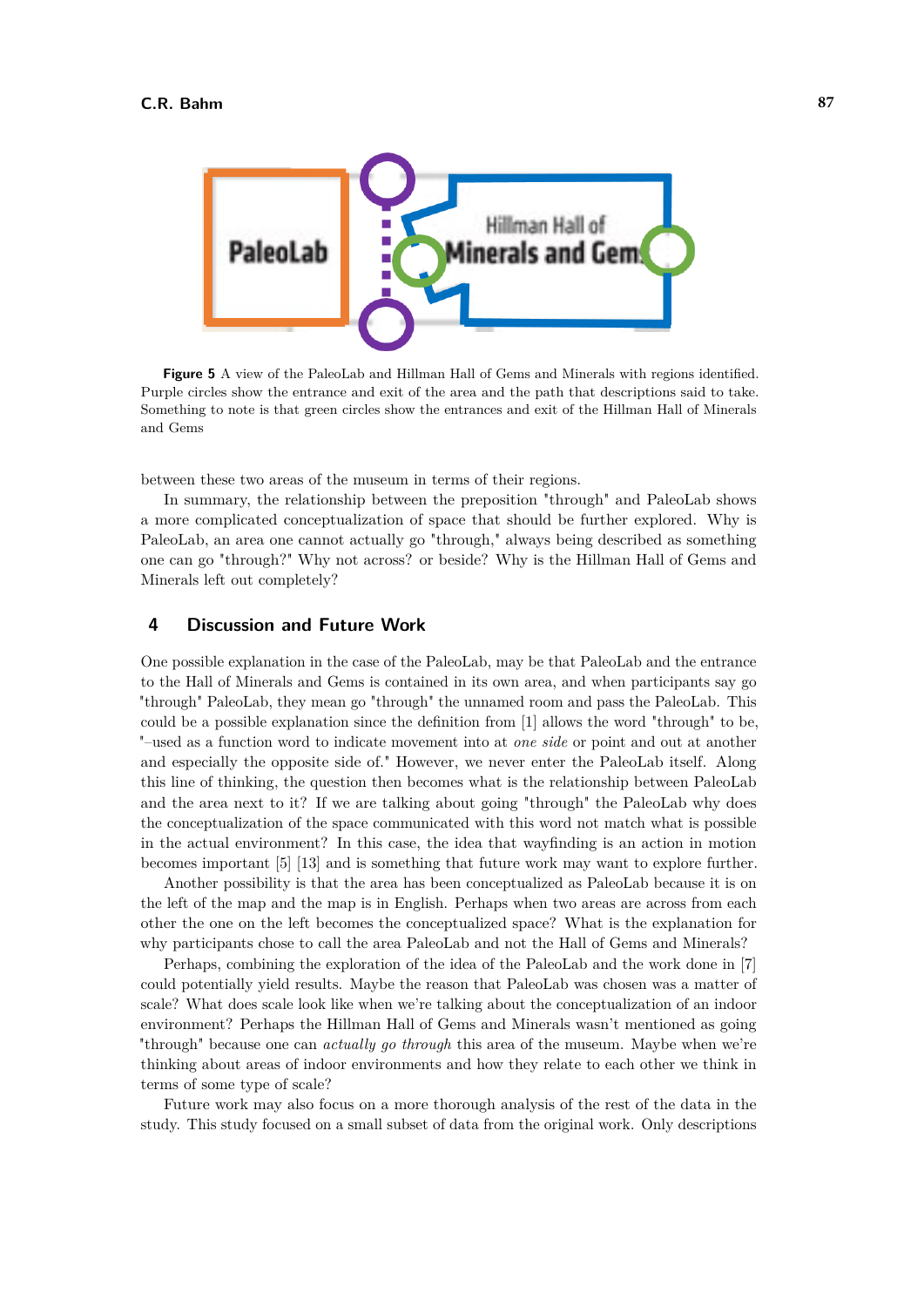**Figure 5** A view of the PaleoLab and Hillman Hall of Gems and Minerals with regions identified. Purple circles show the entrance and exit of the area and the path that descriptions said to take. Something to note is that green circles show the entrances and exit of the Hillman Hall of Minerals and Gems

between these two areas of the museum in terms of their regions.

In summary, the relationship between the preposition "through" and PaleoLab shows a more complicated conceptualization of space that should be further explored. Why is PaleoLab, an area one cannot actually go "through," always being described as something one can go "through?" Why not across? or beside? Why is the Hillman Hall of Gems and Minerals left out completely?

## 4 Discussion and Future Work

One possible explanation in the case of the PaleoLab, may be that PaleoLab and the entrance to the Hall of Minerals and Gems is contained in its own area, and when participants say go "through" PaleoLab, they mean go "through" the unnamed room and pass the PaleoLab. This could be a possible explanation since the definition from [1] allows the word "through" to be, "–used as a function word to indicate movement into at *one side* or point and out at another and especially the opposite side of." However, we never enter the PaleoLab itself. Along this line of thinking, the question then becomes what is the relationship between PaleoLab and the area next to it? If we are talking about going "through" the PaleoLab why does the conceptualization of the space communicated with this word not match what is possible in the actual environment? In this case, the idea that wayfinding is an action in motion becomes important [5] [13] and is something that future work may want to explore further.

Another possibility is that the area has been conceptualized as PaleoLab because it is on the left of the map and the map is in English. Perhaps when two areas are across from each other the one on the left becomes the conceptualized space? What is the explanation for why participants chose to call the area PaleoLab and not the Hall of Gems and Minerals?

Perhaps, combining the exploration of the idea of the PaleoLab and the work done in [7] could potentially yield results. Maybe the reason that PaleoLab was chosen was a matter of scale? What does scale look like when we're talking about the conceptualization of an indoor environment? Perhaps the Hillman Hall of Gems and Minerals wasn't mentioned as going "through" because one can *actually go through* this area of the museum. Maybe when we're thinking about areas of indoor environments and how they relate to each other we think in terms of some type of scale?

Future work may also focus on a more thorough analysis of the rest of the data in the study. This study focused on a small subset of data from the original work. Only descriptions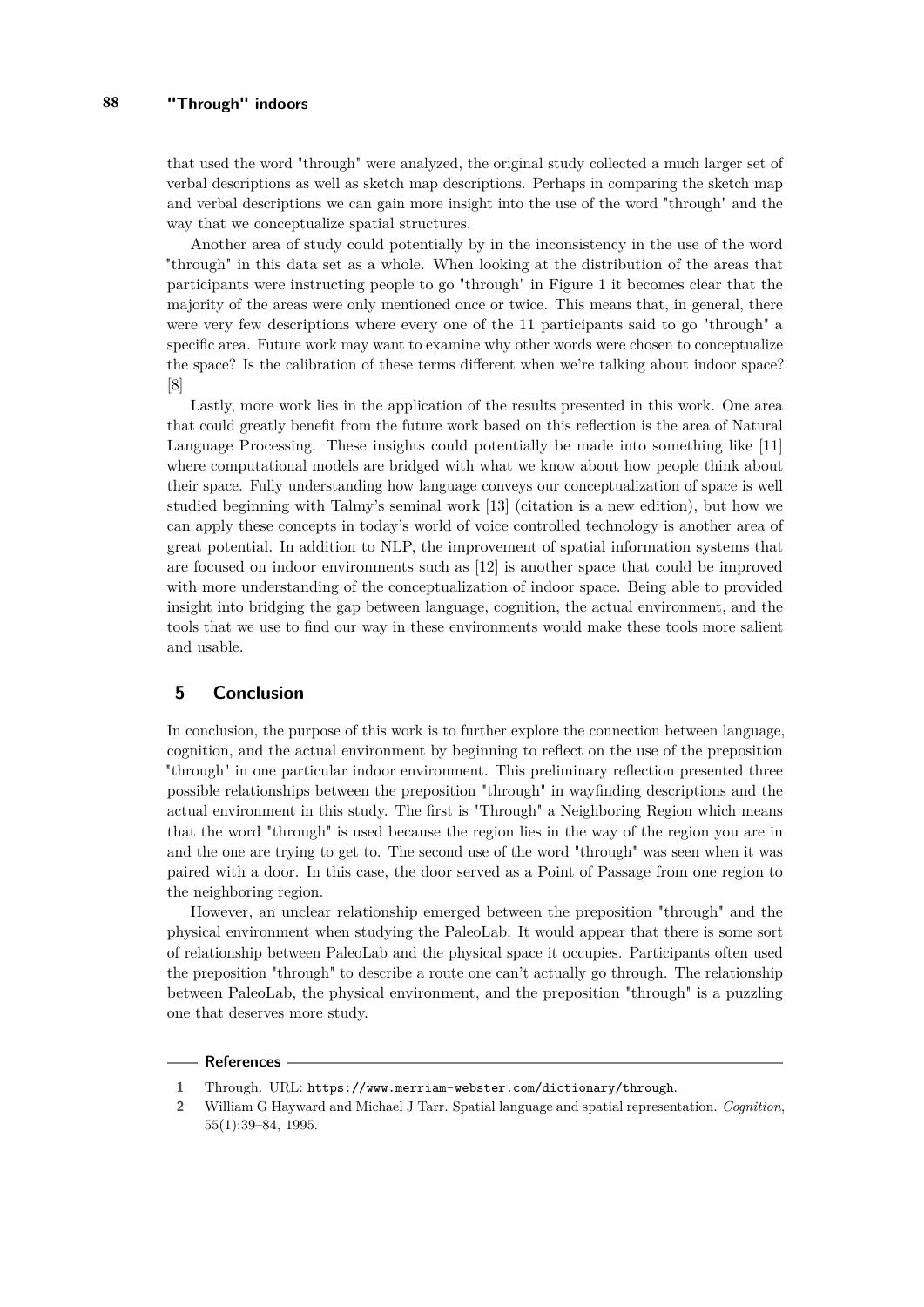that used the word "through" were analyzed, the original study collected a much larger set of verbal descriptions as well as sketch map descriptions. Perhaps in comparing the sketch map and verbal descriptions we can gain more insight into the use of the word "through" and the way that we conceptualize spatial structures.

Another area of study could potentially by in the inconsistency in the use of the word "through" in this data set as a whole. When looking at the distribution of the areas that participants were instructing people to go "through" in Figure 1 it becomes clear that the majority of the areas were only mentioned once or twice. This means that, in general, there were very few descriptions where every one of the 11 participants said to go "through" a specific area. Future work may want to examine why other words were chosen to conceptualize the space? Is the calibration of these terms different when we're talking about indoor space? [8]

Lastly, more work lies in the application of the results presented in this work. One area that could greatly benefit from the future work based on this reflection is the area of Natural Language Processing. These insights could potentially be made into something like [11] where computational models are bridged with what we know about how people think about their space. Fully understanding how language conveys our conceptualization of space is well studied beginning with Talmy's seminal work [13] (citation is a new edition), but how we can apply these concepts in today's world of voice controlled technology is another area of great potential. In addition to NLP, the improvement of spatial information systems that are focused on indoor environments such as [12] is another space that could be improved with more understanding of the conceptualization of indoor space. Being able to provided insight into bridging the gap between language, cognition, the actual environment, and the tools that we use to find our way in these environments would make these tools more salient and usable.

## 5 Conclusion

In conclusion, the purpose of this work is to further explore the connection between language, cognition, and the actual environment by beginning to reflect on the use of the preposition "through" in one particular indoor environment. This preliminary reflection presented three possible relationships between the preposition "through" in wayfinding descriptions and the actual environment in this study. The first is "Through" a Neighboring Region which means that the word "through" is used because the region lies in the way of the region you are in and the one are trying to get to. The second use of the word "through" was seen when it was paired with a door. In this case, the door served as a Point of Passage from one region to the neighboring region.

However, an unclear relationship emerged between the preposition "through" and the physical environment when studying the PaleoLab. It would appear that there is some sort of relationship between PaleoLab and the physical space it occupies. Participants often used the preposition "through" to describe a route one can't actually go through. The relationship between PaleoLab, the physical environment, and the preposition "through" is a puzzling one that deserves more study.

## References

1. Through. URL: `https://www.merriam-webster.com/dictionary/through`.
2. William G Hayward and Michael J Tarr. Spatial language and spatial representation. *Cognition*, 55(1):39–84, 1995.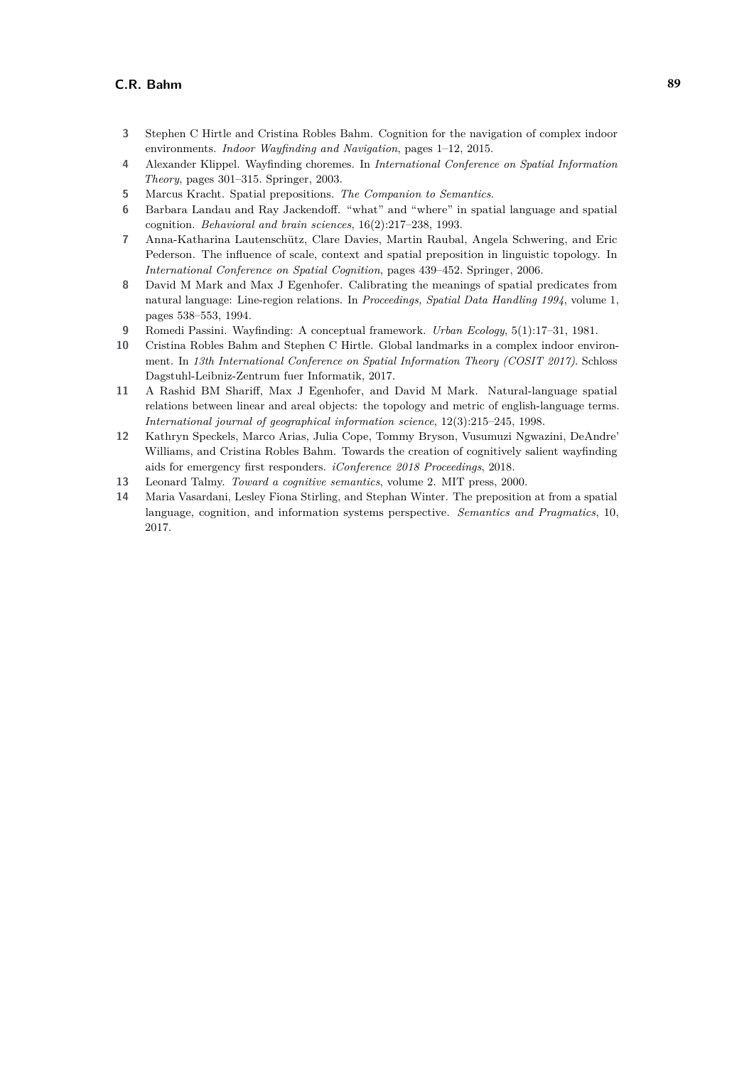3 Stephen C Hirtle and Cristina Robles Bahm. Cognition for the navigation of complex indoor environments. *Indoor Wayfinding and Navigation*, pages 1–12, 2015.

4 Alexander Klippel. Wayfinding choremes. In *International Conference on Spatial Information Theory*, pages 301–315. Springer, 2003.

5 Marcus Kracht. Spatial prepositions. *The Companion to Semantics*.

6 Barbara Landau and Ray Jackendoff. "what" and "where" in spatial language and spatial cognition. *Behavioral and brain sciences*, 16(2):217–238, 1993.

7 Anna-Katharina Lautenschütz, Clare Davies, Martin Raubal, Angela Schwering, and Eric Pederson. The influence of scale, context and spatial preposition in linguistic topology. In *International Conference on Spatial Cognition*, pages 439–452. Springer, 2006.

8 David M Mark and Max J Egenhofer. Calibrating the meanings of spatial predicates from natural language: Line-region relations. In *Proceedings, Spatial Data Handling 1994*, volume 1, pages 538–553, 1994.

9 Romedi Passini. Wayfinding: A conceptual framework. *Urban Ecology*, 5(1):17–31, 1981.

10 Cristina Robles Bahm and Stephen C Hirtle. Global landmarks in a complex indoor environment. In *13th International Conference on Spatial Information Theory (COSIT 2017)*. Schloss Dagstuhl-Leibniz-Zentrum fuer Informatik, 2017.

11 A Rashid BM Shariff, Max J Egenhofer, and David M Mark. Natural-language spatial relations between linear and areal objects: the topology and metric of english-language terms. *International journal of geographical information science*, 12(3):215–245, 1998.

12 Kathryn Speckels, Marco Arias, Julia Cope, Tommy Bryson, Vusumuzi Ngwazini, DeAndre' Williams, and Cristina Robles Bahm. Towards the creation of cognitively salient wayfinding aids for emergency first responders. *iConference 2018 Proceedings*, 2018.

13 Leonard Talmy. *Toward a cognitive semantics*, volume 2. MIT press, 2000.

14 Maria Vasardani, Lesley Fiona Stirling, and Stephan Winter. The preposition at from a spatial language, cognition, and information systems perspective. *Semantics and Pragmatics*, 10, 2017.